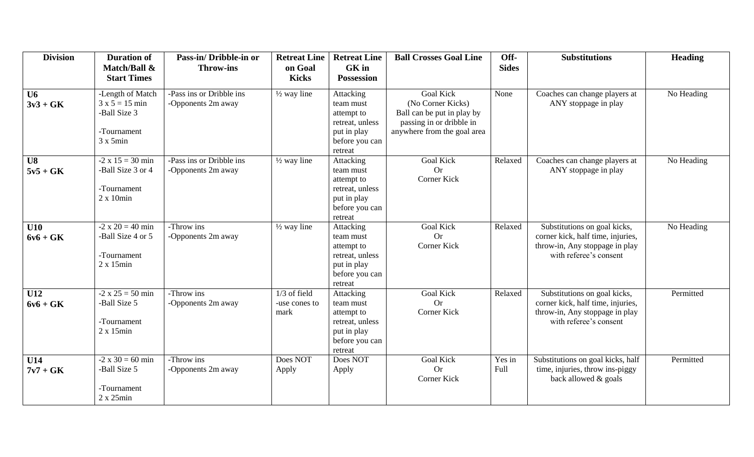| Division | Duration of Match/Ball & Start Times | Pass-in/ Dribble-in or Throw-ins | Retreat Line on Goal Kicks | Retreat Line GK in Possession | Ball Crosses Goal Line | Off-Sides | Substitutions | Heading |
|---|---|---|---|---|---|---|---|---|
| **U6 3v3 + GK** | -Length of Match 3 x 5 = 15 min -Ball Size 3<br><br>-Tournament 3 x 5min | -Pass ins or Dribble ins -Opponents 2m away | ½ way line | Attacking team must attempt to retreat, unless put in play before you can retreat | Goal Kick (No Corner Kicks) Ball can be put in play by passing in or dribble in anywhere from the goal area | None | Coaches can change players at ANY stoppage in play | No Heading |
| **U8 5v5 + GK** | -2 x 15 = 30 min -Ball Size 3 or 4<br><br>-Tournament 2 x 10min | -Pass ins or Dribble ins -Opponents 2m away | ½ way line | Attacking team must attempt to retreat, unless put in play before you can retreat | Goal Kick Or Corner Kick | Relaxed | Coaches can change players at ANY stoppage in play | No Heading |
| **U10 6v6 + GK** | -2 x 20 = 40 min -Ball Size 4 or 5<br><br>-Tournament 2 x 15min | -Throw ins -Opponents 2m away | ½ way line | Attacking team must attempt to retreat, unless put in play before you can retreat | Goal Kick Or Corner Kick | Relaxed | Substitutions on goal kicks, corner kick, half time, injuries, throw-in, Any stoppage in play with referee's consent | No Heading |
| **U12 6v6 + GK** | -2 x 25 = 50 min -Ball Size 5<br><br>-Tournament 2 x 15min | -Throw ins -Opponents 2m away | 1/3 of field -use cones to mark | Attacking team must attempt to retreat, unless put in play before you can retreat | Goal Kick Or Corner Kick | Relaxed | Substitutions on goal kicks, corner kick, half time, injuries, throw-in, Any stoppage in play with referee's consent | Permitted |
| **U14 7v7 + GK** | -2 x 30 = 60 min -Ball Size 5<br><br>-Tournament 2 x 25min | -Throw ins -Opponents 2m away | Does NOT Apply | Does NOT Apply | Goal Kick Or Corner Kick | Yes in Full | Substitutions on goal kicks, half time, injuries, throw ins-piggy back allowed & goals | Permitted |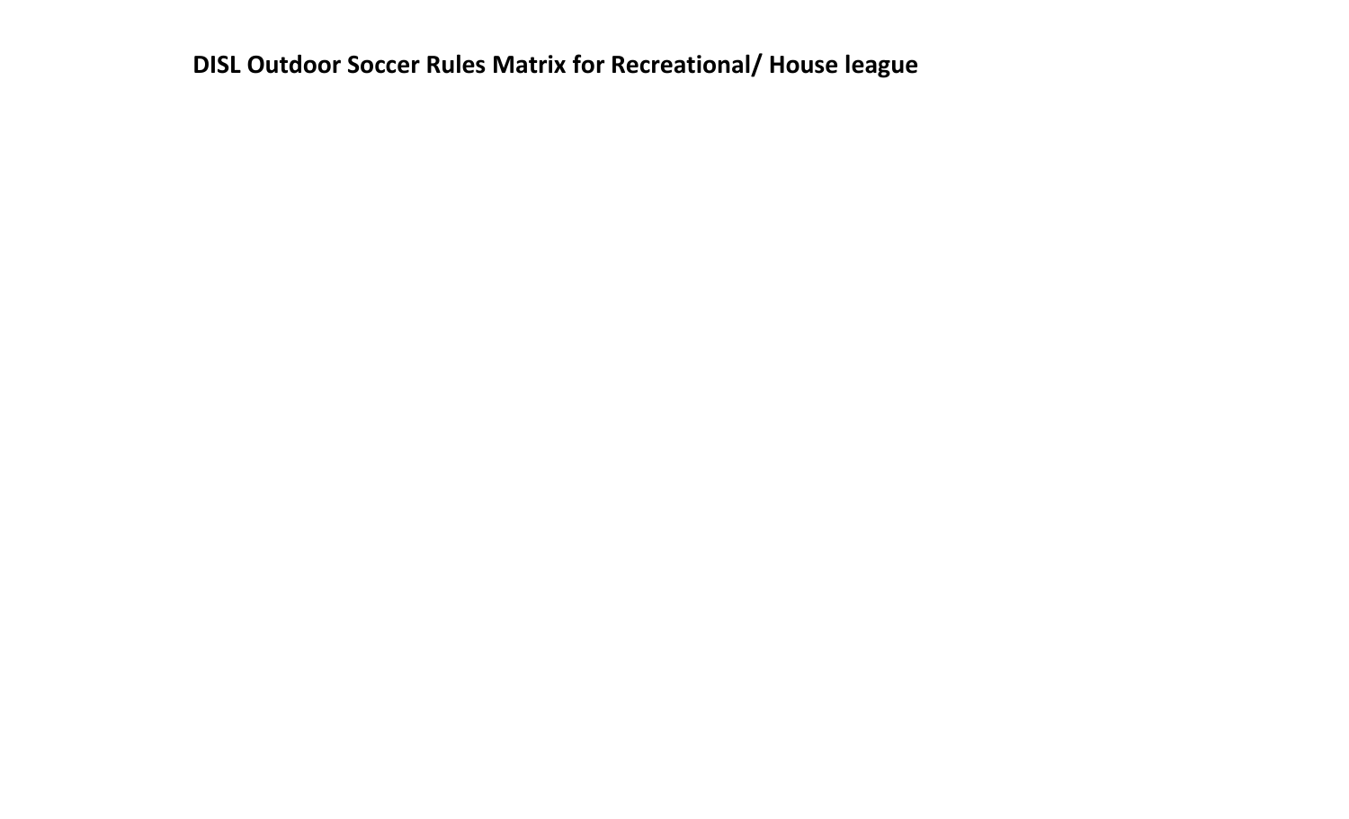## DISL Outdoor Soccer Rules Matrix for Recreational/ House league